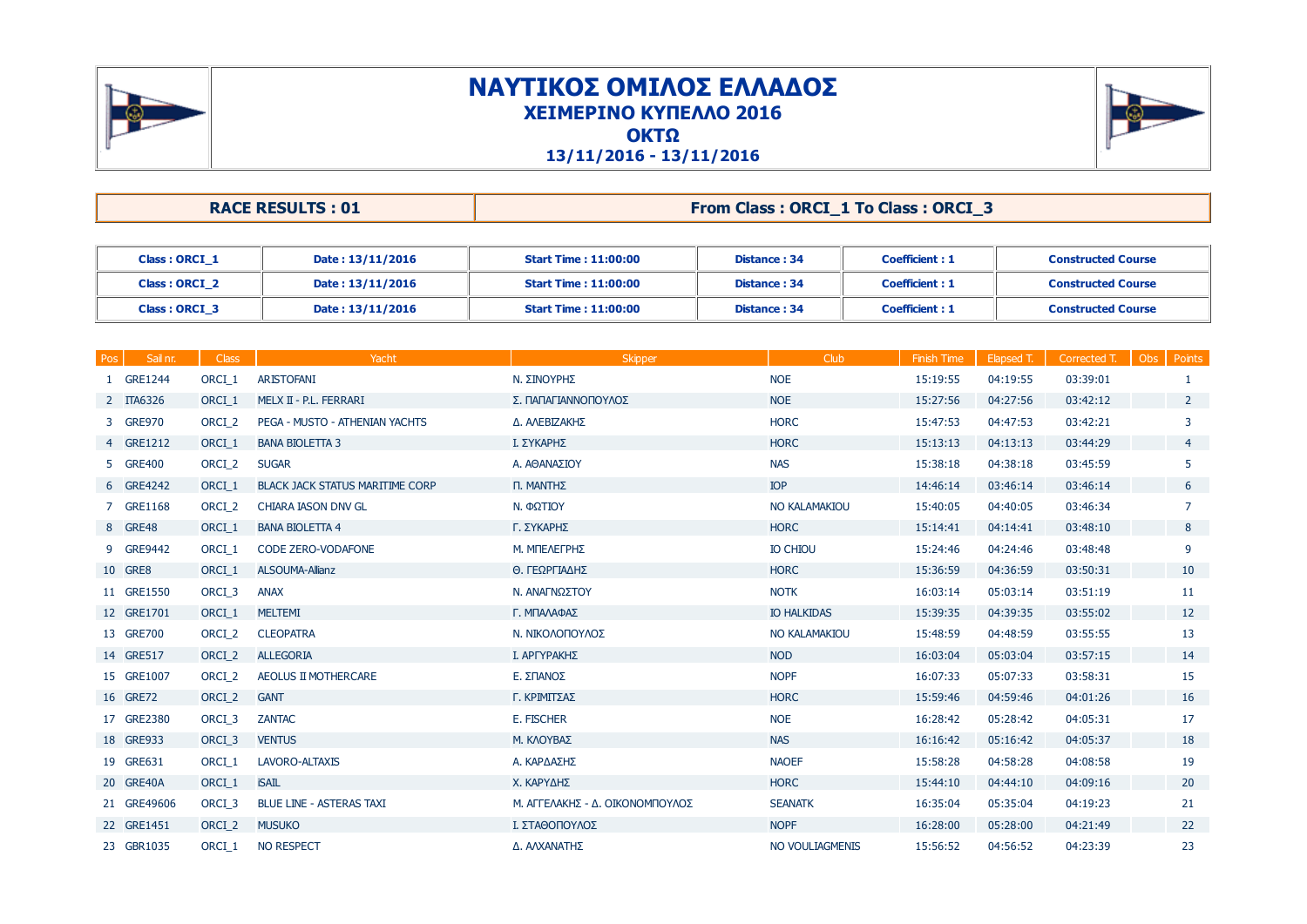# ΝΑΥΤΙΚΟΣ ΟΜΙΛΟΣ ΕΛΛΑΔΟΣ

## ΧΕΙΜΕΡΙΝΟ ΚΥΠΕΛΛΟ 2016

## ΟΚΤΩ

**13/11/2016 - 13/11/2016**

| RACE RESULTS : 01 | From Class : ORCI_1 To Class : ORCI_3 |
|---|---|

| Class | Date | Start Time | Distance | Coefficient | Course |
|---|---|---|---|---|---|
| Class : ORCI_1 | Date : 13/11/2016 | Start Time : 11:00:00 | Distance : 34 | Coefficient : 1 | Constructed Course |
| Class : ORCI_2 | Date : 13/11/2016 | Start Time : 11:00:00 | Distance : 34 | Coefficient : 1 | Constructed Course |
| Class : ORCI_3 | Date : 13/11/2016 | Start Time : 11:00:00 | Distance : 34 | Coefficient : 1 | Constructed Course |

| Pos | Sail nr. | Class | Yacht | Skipper | Club | Finish Time | Elapsed T. | Corrected T. | Obs | Points |
|---|---|---|---|---|---|---|---|---|---|---|
| 1 | GRE1244 | ORCI_1 | ARISTOFANI | Ν. ΣΙΝΟΥΡΗΣ | NOE | 15:19:55 | 04:19:55 | 03:39:01 | | 1 |
| 2 | ITA6326 | ORCI_1 | MELX II - P.L. FERRARI | Σ. ΠΑΠΑΓΙΑΝΝΟΠΟΥΛΟΣ | NOE | 15:27:56 | 04:27:56 | 03:42:12 | | 2 |
| 3 | GRE970 | ORCI_2 | PEGA - MUSTO - ATHENIAN YACHTS | Δ. ΑΛΕΒΙΖΑΚΗΣ | HORC | 15:47:53 | 04:47:53 | 03:42:21 | | 3 |
| 4 | GRE1212 | ORCI_1 | BANA BIOLETTA 3 | Ι. ΣΥΚΑΡΗΣ | HORC | 15:13:13 | 04:13:13 | 03:44:29 | | 4 |
| 5 | GRE400 | ORCI_2 | SUGAR | Α. ΑΘΑΝΑΣΙΟΥ | NAS | 15:38:18 | 04:38:18 | 03:45:59 | | 5 |
| 6 | GRE4242 | ORCI_1 | BLACK JACK STATUS MARITIME CORP | Π. ΜΑΝΤΗΣ | IOP | 14:46:14 | 03:46:14 | 03:46:14 | | 6 |
| 7 | GRE1168 | ORCI_2 | CHIARA IASON DNV GL | Ν. ΦΩΤΙΟΥ | NO KALAMAKIOU | 15:40:05 | 04:40:05 | 03:46:34 | | 7 |
| 8 | GRE48 | ORCI_1 | BANA BIOLETTA 4 | Γ. ΣΥΚΑΡΗΣ | HORC | 15:14:41 | 04:14:41 | 03:48:10 | | 8 |
| 9 | GRE9442 | ORCI_1 | CODE ZERO-VODAFONE | Μ. ΜΠΕΛΕΓΡΗΣ | IO CHIOU | 15:24:46 | 04:24:46 | 03:48:48 | | 9 |
| 10 | GRE8 | ORCI_1 | ALSOUMA-Allianz | Θ. ΓΕΩΡΓΙΑΔΗΣ | HORC | 15:36:59 | 04:36:59 | 03:50:31 | | 10 |
| 11 | GRE1550 | ORCI_3 | ANAX | Ν. ΑΝΑΓΝΩΣΤΟΥ | NOTK | 16:03:14 | 05:03:14 | 03:51:19 | | 11 |
| 12 | GRE1701 | ORCI_1 | MELTEMI | Γ. ΜΠΑΛΑΦΑΣ | IO HALKIDAS | 15:39:35 | 04:39:35 | 03:55:02 | | 12 |
| 13 | GRE700 | ORCI_2 | CLEOPATRA | Ν. ΝΙΚΟΛΟΠΟΥΛΟΣ | NO KALAMAKIOU | 15:48:59 | 04:48:59 | 03:55:55 | | 13 |
| 14 | GRE517 | ORCI_2 | ALLEGORIA | Ι. ΑΡΓΥΡΑΚΗΣ | NOD | 16:03:04 | 05:03:04 | 03:57:15 | | 14 |
| 15 | GRE1007 | ORCI_2 | AEOLUS II MOTHERCARE | Ε. ΣΠΑΝΟΣ | NOPF | 16:07:33 | 05:07:33 | 03:58:31 | | 15 |
| 16 | GRE72 | ORCI_2 | GANT | Γ. ΚΡΙΜΙΤΣΑΣ | HORC | 15:59:46 | 04:59:46 | 04:01:26 | | 16 |
| 17 | GRE2380 | ORCI_3 | ZANTAC | E. FISCHER | NOE | 16:28:42 | 05:28:42 | 04:05:31 | | 17 |
| 18 | GRE933 | ORCI_3 | VENTUS | Μ. ΚΛΟΥΒΑΣ | NAS | 16:16:42 | 05:16:42 | 04:05:37 | | 18 |
| 19 | GRE631 | ORCI_1 | LAVORO-ALTAXIS | Α. ΚΑΡΔΑΣΗΣ | NAOEF | 15:58:28 | 04:58:28 | 04:08:58 | | 19 |
| 20 | GRE40A | ORCI_1 | iSAIL | Χ. ΚΑΡΥΔΗΣ | HORC | 15:44:10 | 04:44:10 | 04:09:16 | | 20 |
| 21 | GRE49606 | ORCI_3 | BLUE LINE - ASTERAS TAXI | Μ. ΑΓΓΕΛΑΚΗΣ - Δ. ΟΙΚΟΝΟΜΠΟΥΛΟΣ | SEANATK | 16:35:04 | 05:35:04 | 04:19:23 | | 21 |
| 22 | GRE1451 | ORCI_2 | MUSUKO | Ι. ΣΤΑΘΟΠΟΥΛΟΣ | NOPF | 16:28:00 | 05:28:00 | 04:21:49 | | 22 |
| 23 | GBR1035 | ORCI_1 | NO RESPECT | Δ. ΑΛΧΑΝΑΤΗΣ | NO VOULIAGMENIS | 15:56:52 | 04:56:52 | 04:23:39 | | 23 |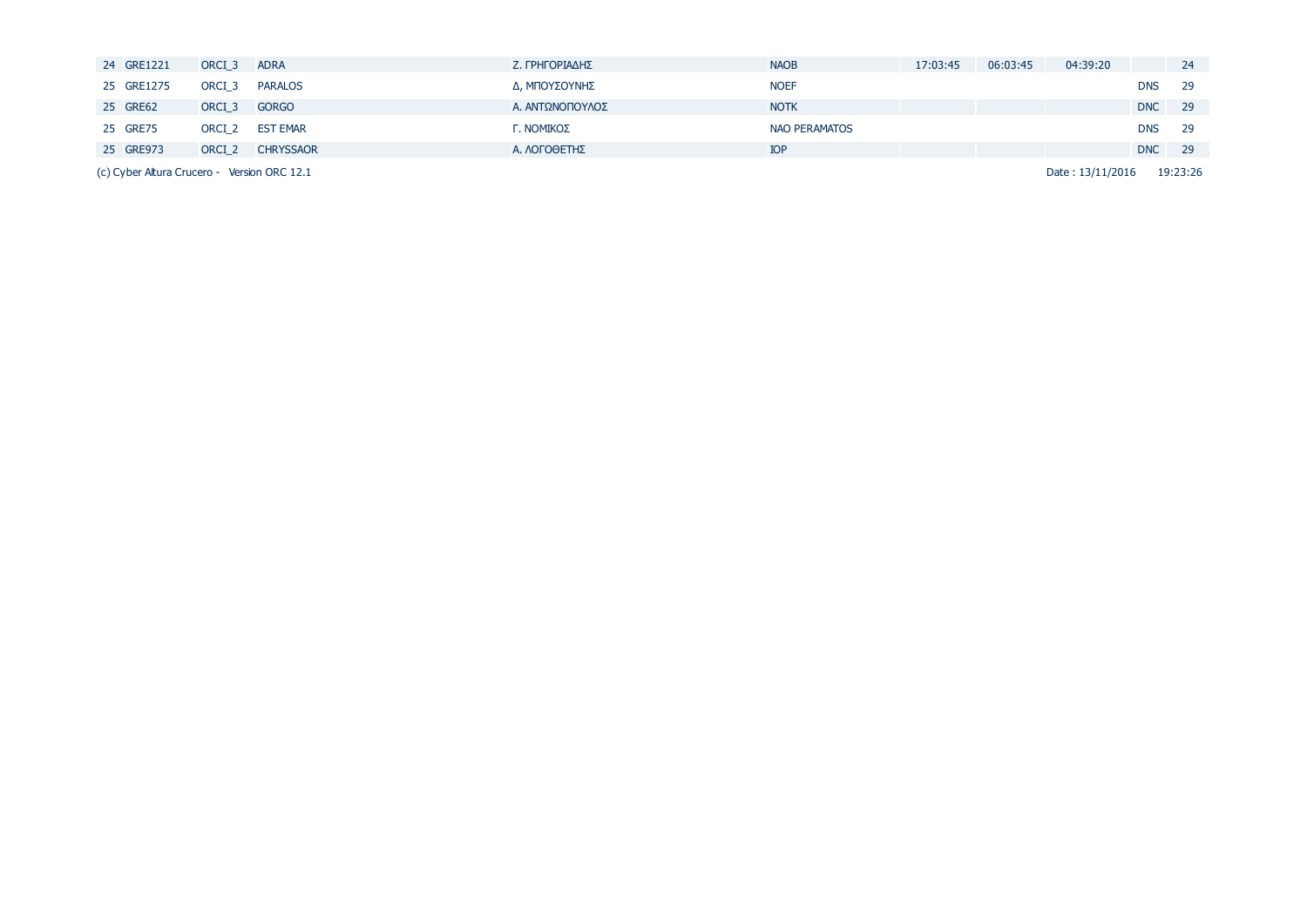| | | | | | | | | | | | |
|---|---|---|---|---|---|---|---|---|---|---|---|
| 24 | GRE1221 | ORCI_3 | ADRA | Ζ. ΓΡΗΓΟΡΙΑΔΗΣ | NAOB | 17:03:45 | 06:03:45 | 04:39:20 | | 24 |
| 25 | GRE1275 | ORCI_3 | PARALOS | Δ, ΜΠΟΥΣΟΥΝΗΣ | NOEF | | | | DNS | 29 |
| 25 | GRE62 | ORCI_3 | GORGO | Α. ΑΝΤΩΝΟΠΟΥΛΟΣ | NOTK | | | | DNC | 29 |
| 25 | GRE75 | ORCI_2 | EST EMAR | Γ. ΝΟΜΙΚΟΣ | NAO PERAMATOS | | | | DNS | 29 |
| 25 | GRE973 | ORCI_2 | CHRYSSAOR | Α. ΛΟΓΟΘΕΤΗΣ | ΙΟΡ | | | | DNC | 29 |

(c) Cyber Altura Crucero - Version ORC 12.1 Date : 13/11/2016 19:23:26